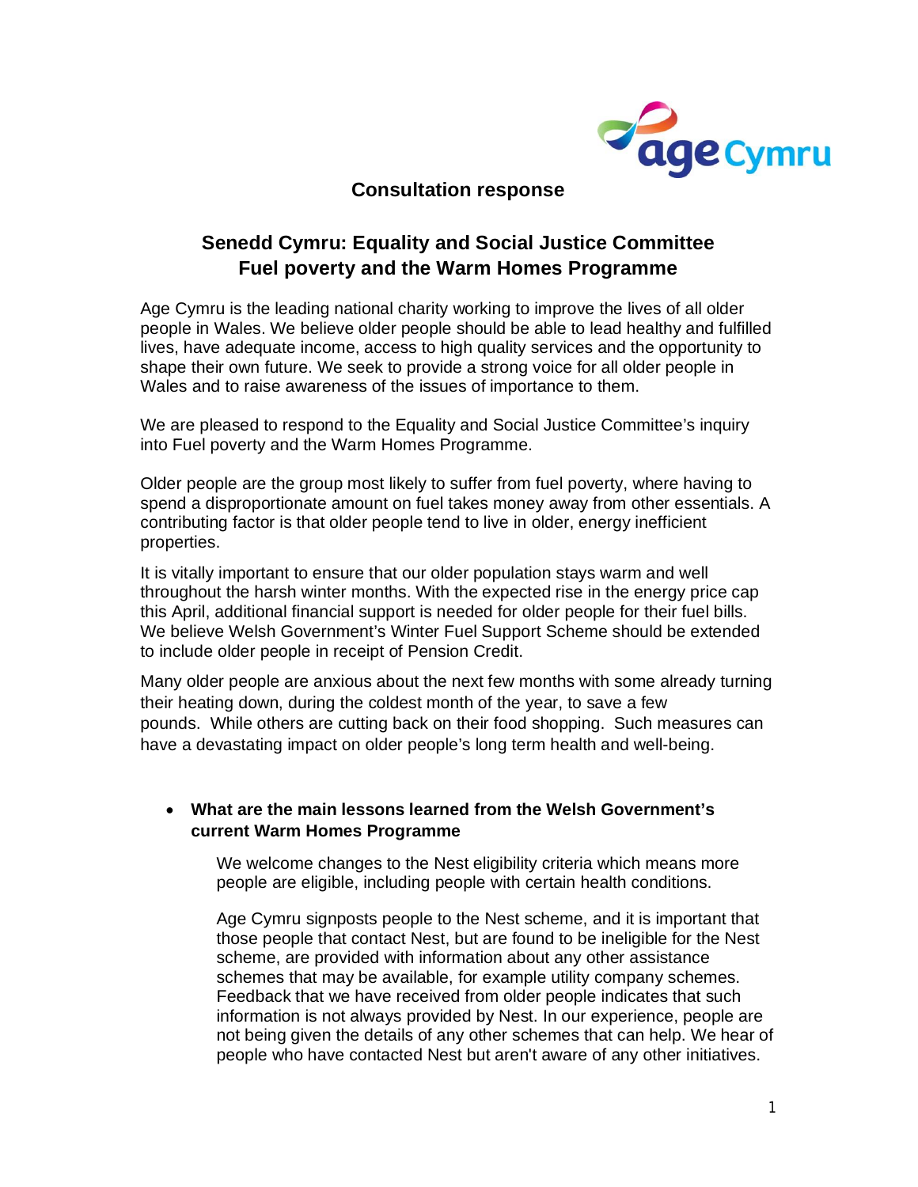## Consultation response

# Senedd Cymru: Equality and Social Justice Committee
# Fuel poverty and the Warm Homes Programme

Age Cymru is the leading national charity working to improve the lives of all older people in Wales. We believe older people should be able to lead healthy and fulfilled lives, have adequate income, access to high quality services and the opportunity to shape their own future. We seek to provide a strong voice for all older people in Wales and to raise awareness of the issues of importance to them.

We are pleased to respond to the Equality and Social Justice Committee's inquiry into Fuel poverty and the Warm Homes Programme.

Older people are the group most likely to suffer from fuel poverty, where having to spend a disproportionate amount on fuel takes money away from other essentials. A contributing factor is that older people tend to live in older, energy inefficient properties.

It is vitally important to ensure that our older population stays warm and well throughout the harsh winter months. With the expected rise in the energy price cap this April, additional financial support is needed for older people for their fuel bills. We believe Welsh Government's Winter Fuel Support Scheme should be extended to include older people in receipt of Pension Credit.

Many older people are anxious about the next few months with some already turning their heating down, during the coldest month of the year, to save a few pounds. While others are cutting back on their food shopping. Such measures can have a devastating impact on older people's long term health and well-being.

- **What are the main lessons learned from the Welsh Government's current Warm Homes Programme**

  We welcome changes to the Nest eligibility criteria which means more people are eligible, including people with certain health conditions.

  Age Cymru signposts people to the Nest scheme, and it is important that those people that contact Nest, but are found to be ineligible for the Nest scheme, are provided with information about any other assistance schemes that may be available, for example utility company schemes. Feedback that we have received from older people indicates that such information is not always provided by Nest. In our experience, people are not being given the details of any other schemes that can help. We hear of people who have contacted Nest but aren't aware of any other initiatives.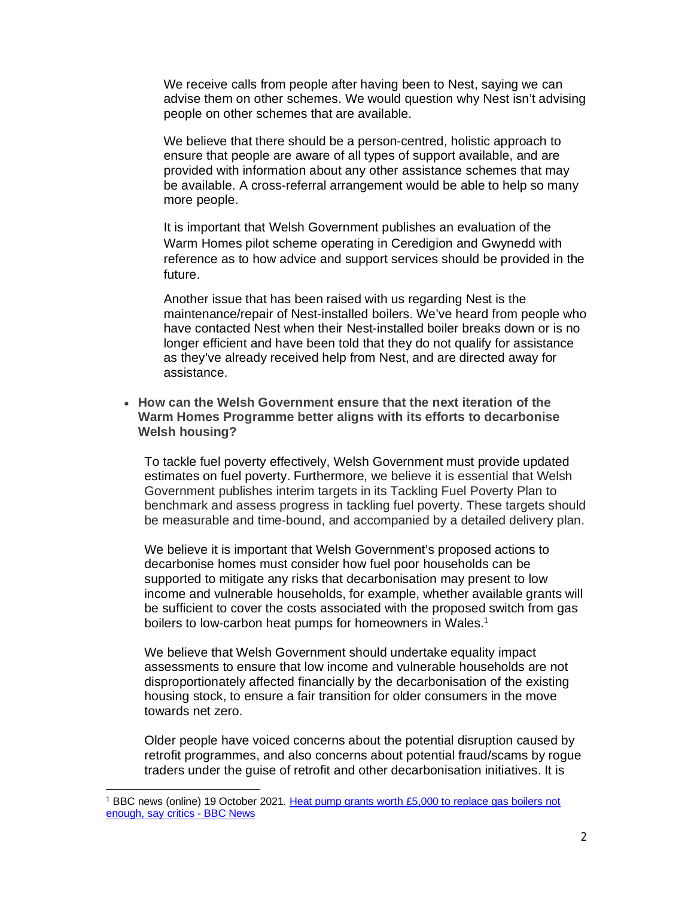We receive calls from people after having been to Nest, saying we can advise them on other schemes. We would question why Nest isn't advising people on other schemes that are available.

We believe that there should be a person-centred, holistic approach to ensure that people are aware of all types of support available, and are provided with information about any other assistance schemes that may be available. A cross-referral arrangement would be able to help so many more people.

It is important that Welsh Government publishes an evaluation of the Warm Homes pilot scheme operating in Ceredigion and Gwynedd with reference as to how advice and support services should be provided in the future.

Another issue that has been raised with us regarding Nest is the maintenance/repair of Nest-installed boilers. We've heard from people who have contacted Nest when their Nest-installed boiler breaks down or is no longer efficient and have been told that they do not qualify for assistance as they've already received help from Nest, and are directed away for assistance.

- **How can the Welsh Government ensure that the next iteration of the Warm Homes Programme better aligns with its efforts to decarbonise Welsh housing?**

To tackle fuel poverty effectively, Welsh Government must provide updated estimates on fuel poverty. Furthermore, we believe it is essential that Welsh Government publishes interim targets in its Tackling Fuel Poverty Plan to benchmark and assess progress in tackling fuel poverty. These targets should be measurable and time-bound, and accompanied by a detailed delivery plan.

We believe it is important that Welsh Government's proposed actions to decarbonise homes must consider how fuel poor households can be supported to mitigate any risks that decarbonisation may present to low income and vulnerable households, for example, whether available grants will be sufficient to cover the costs associated with the proposed switch from gas boilers to low-carbon heat pumps for homeowners in Wales.[1]

We believe that Welsh Government should undertake equality impact assessments to ensure that low income and vulnerable households are not disproportionately affected financially by the decarbonisation of the existing housing stock, to ensure a fair transition for older consumers in the move towards net zero.

Older people have voiced concerns about the potential disruption caused by retrofit programmes, and also concerns about potential fraud/scams by rogue traders under the guise of retrofit and other decarbonisation initiatives. It is

---

[1] BBC news (online) 19 October 2021. [Heat pump grants worth £5,000 to replace gas boilers not enough, say critics - BBC News]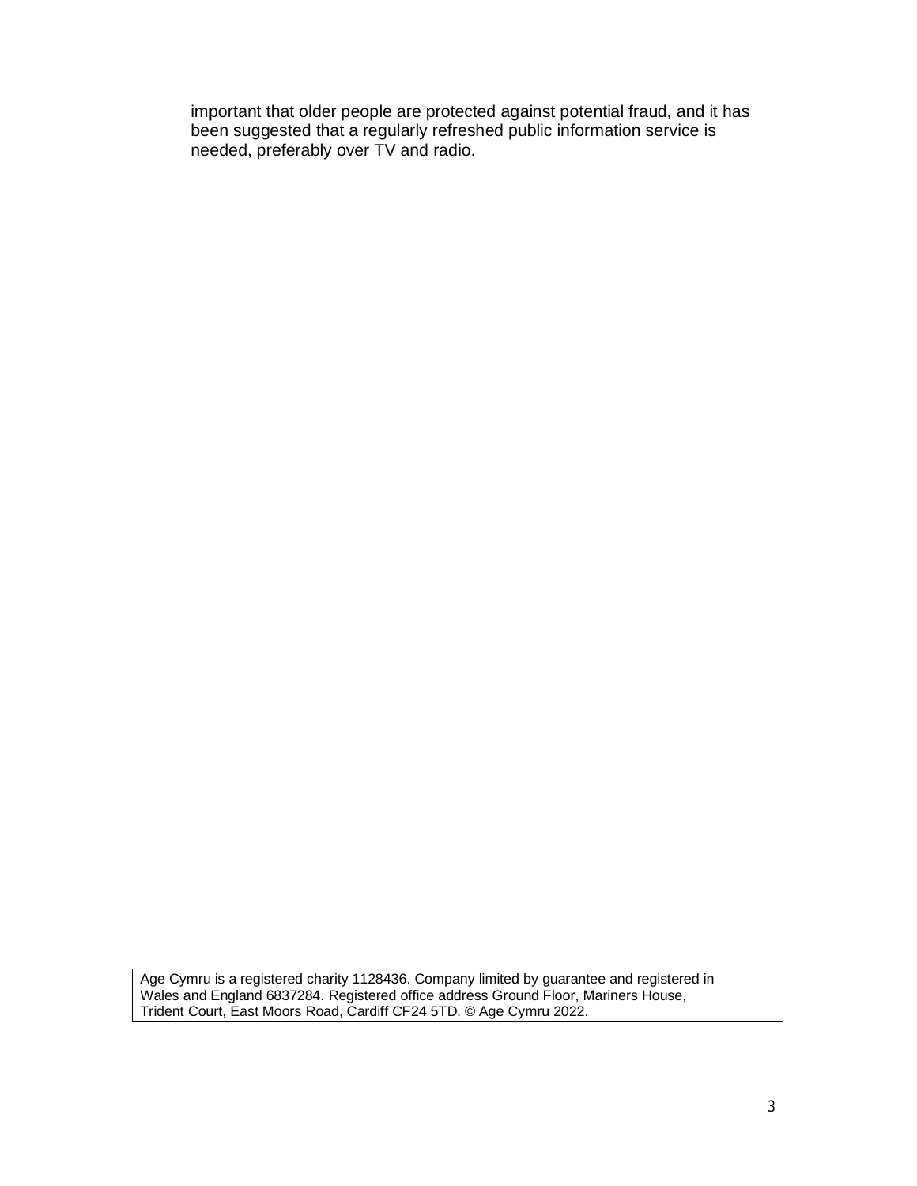important that older people are protected against potential fraud, and it has been suggested that a regularly refreshed public information service is needed, preferably over TV and radio.

Age Cymru is a registered charity 1128436. Company limited by guarantee and registered in Wales and England 6837284. Registered office address Ground Floor, Mariners House, Trident Court, East Moors Road, Cardiff CF24 5TD. © Age Cymru 2022.